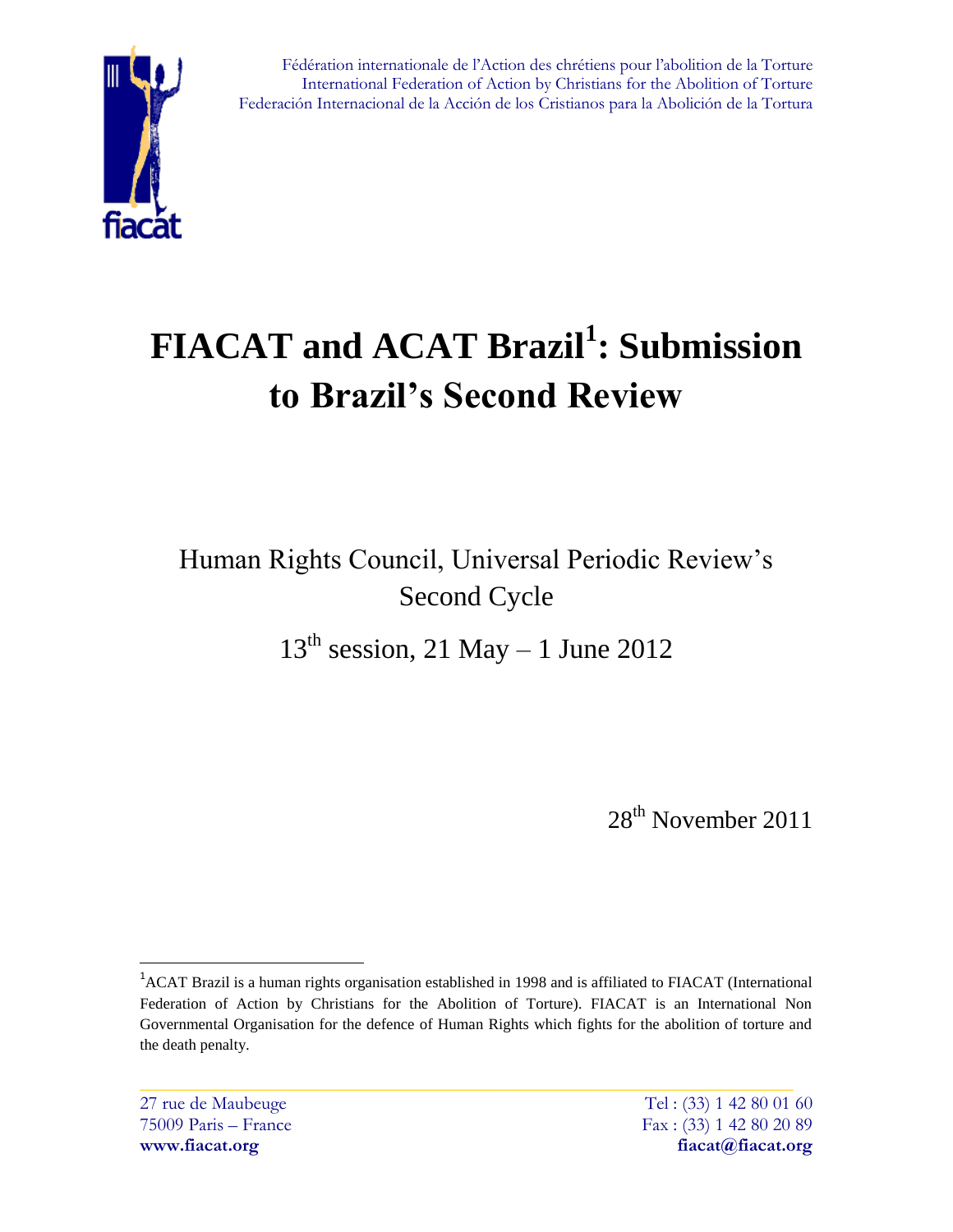Fédération internationale de l'Action des chrétiens pour l'abolition de la Torture
International Federation of Action by Christians for the Abolition of Torture
Federación Internacional de la Acción de los Cristianos para la Abolición de la Tortura

# FIACAT and ACAT Brazil[1]: Submission to Brazil's Second Review

Human Rights Council, Universal Periodic Review's Second Cycle

13th session, 21 May – 1 June 2012

28th November 2011

[1] ACAT Brazil is a human rights organisation established in 1998 and is affiliated to FIACAT (International Federation of Action by Christians for the Abolition of Torture). FIACAT is an International Non Governmental Organisation for the defence of Human Rights which fights for the abolition of torture and the death penalty.

27 rue de Maubeuge
75009 Paris – France
**www.fiacat.org**

Tel : (33) 1 42 80 01 60
Fax : (33) 1 42 80 20 89
**fiacat@fiacat.org**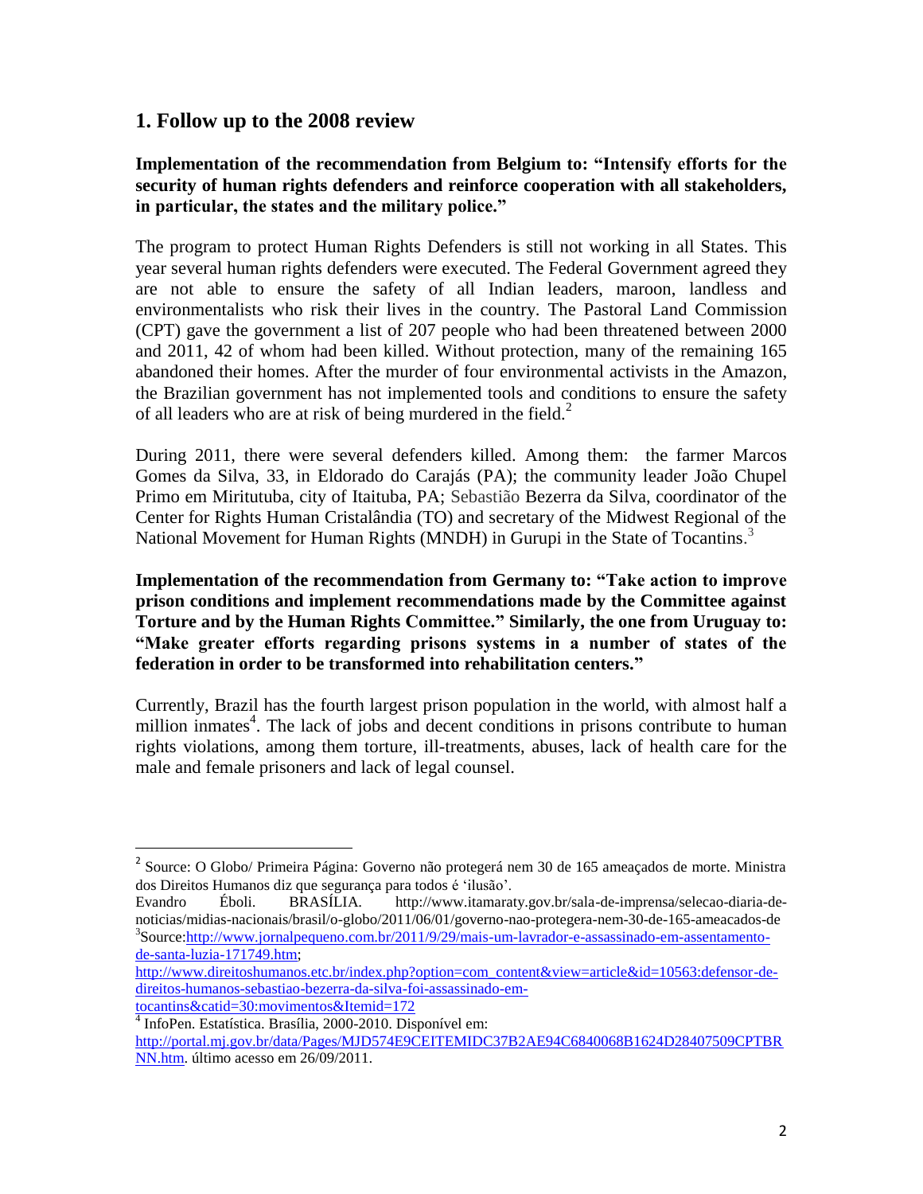## 1. Follow up to the 2008 review

**Implementation of the recommendation from Belgium to: "Intensify efforts for the security of human rights defenders and reinforce cooperation with all stakeholders, in particular, the states and the military police."**

The program to protect Human Rights Defenders is still not working in all States. This year several human rights defenders were executed. The Federal Government agreed they are not able to ensure the safety of all Indian leaders, maroon, landless and environmentalists who risk their lives in the country. The Pastoral Land Commission (CPT) gave the government a list of 207 people who had been threatened between 2000 and 2011, 42 of whom had been killed. Without protection, many of the remaining 165 abandoned their homes. After the murder of four environmental activists in the Amazon, the Brazilian government has not implemented tools and conditions to ensure the safety of all leaders who are at risk of being murdered in the field.[2]

During 2011, there were several defenders killed. Among them: the farmer Marcos Gomes da Silva, 33, in Eldorado do Carajás (PA); the community leader João Chupel Primo em Miritutuba, city of Itaituba, PA; Sebastião Bezerra da Silva, coordinator of the Center for Rights Human Cristalândia (TO) and secretary of the Midwest Regional of the National Movement for Human Rights (MNDH) in Gurupi in the State of Tocantins.[3]

**Implementation of the recommendation from Germany to: "Take action to improve prison conditions and implement recommendations made by the Committee against Torture and by the Human Rights Committee." Similarly, the one from Uruguay to: "Make greater efforts regarding prisons systems in a number of states of the federation in order to be transformed into rehabilitation centers."**

Currently, Brazil has the fourth largest prison population in the world, with almost half a million inmates[4]. The lack of jobs and decent conditions in prisons contribute to human rights violations, among them torture, ill-treatments, abuses, lack of health care for the male and female prisoners and lack of legal counsel.

---

[2] Source: O Globo/ Primeira Página: Governo não protegerá nem 30 de 165 ameaçados de morte. Ministra dos Direitos Humanos diz que segurança para todos é 'ilusão'.
Evandro Éboli. BRASÍLIA. http://www.itamaraty.gov.br/sala-de-imprensa/selecao-diaria-de-noticias/midias-nacionais/brasil/o-globo/2011/06/01/governo-nao-protegera-nem-30-de-165-ameacados-de

[3] Source: http://www.jornalpequeno.com.br/2011/9/29/mais-um-lavrador-e-assassinado-em-assentamento-de-santa-luzia-171749.htm; http://www.direitoshumanos.etc.br/index.php?option=com_content&view=article&id=10563:defensor-de-direitos-humanos-sebastiao-bezerra-da-silva-foi-assassinado-em-tocantins&catid=30:movimentos&Itemid=172

[4] InfoPen. Estatística. Brasília, 2000-2010. Disponível em: http://portal.mj.gov.br/data/Pages/MJD574E9CEITEMIDC37B2AE94C6840068B1624D28407509CPTBRNN.htm. último acesso em 26/09/2011.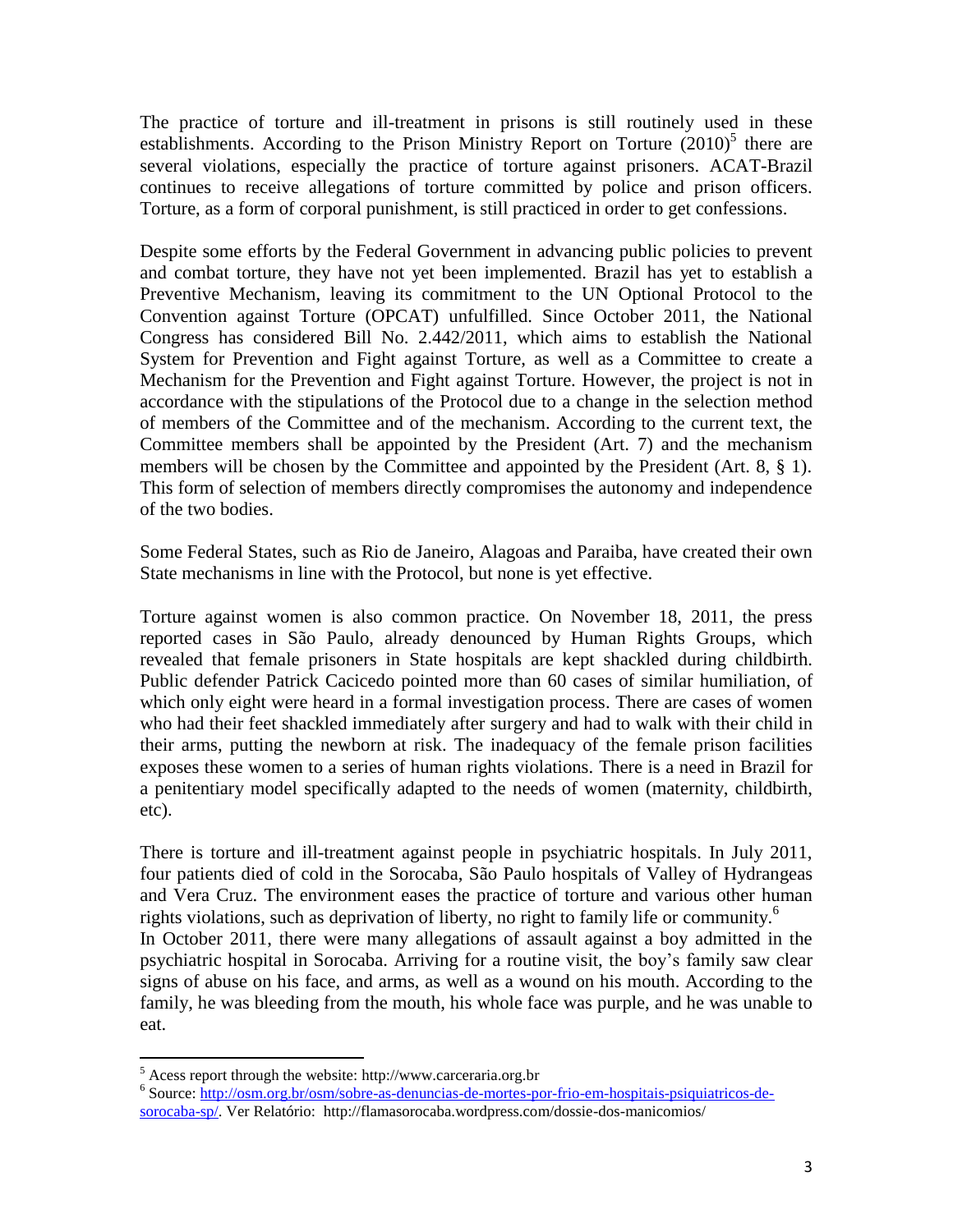The practice of torture and ill-treatment in prisons is still routinely used in these establishments. According to the Prison Ministry Report on Torture (2010)[5] there are several violations, especially the practice of torture against prisoners. ACAT-Brazil continues to receive allegations of torture committed by police and prison officers. Torture, as a form of corporal punishment, is still practiced in order to get confessions.

Despite some efforts by the Federal Government in advancing public policies to prevent and combat torture, they have not yet been implemented. Brazil has yet to establish a Preventive Mechanism, leaving its commitment to the UN Optional Protocol to the Convention against Torture (OPCAT) unfulfilled. Since October 2011, the National Congress has considered Bill No. 2.442/2011, which aims to establish the National System for Prevention and Fight against Torture, as well as a Committee to create a Mechanism for the Prevention and Fight against Torture. However, the project is not in accordance with the stipulations of the Protocol due to a change in the selection method of members of the Committee and of the mechanism. According to the current text, the Committee members shall be appointed by the President (Art. 7) and the mechanism members will be chosen by the Committee and appointed by the President (Art. 8, § 1). This form of selection of members directly compromises the autonomy and independence of the two bodies.

Some Federal States, such as Rio de Janeiro, Alagoas and Paraiba, have created their own State mechanisms in line with the Protocol, but none is yet effective.

Torture against women is also common practice. On November 18, 2011, the press reported cases in São Paulo, already denounced by Human Rights Groups, which revealed that female prisoners in State hospitals are kept shackled during childbirth. Public defender Patrick Cacicedo pointed more than 60 cases of similar humiliation, of which only eight were heard in a formal investigation process. There are cases of women who had their feet shackled immediately after surgery and had to walk with their child in their arms, putting the newborn at risk. The inadequacy of the female prison facilities exposes these women to a series of human rights violations. There is a need in Brazil for a penitentiary model specifically adapted to the needs of women (maternity, childbirth, etc).

There is torture and ill-treatment against people in psychiatric hospitals. In July 2011, four patients died of cold in the Sorocaba, São Paulo hospitals of Valley of Hydrangeas and Vera Cruz. The environment eases the practice of torture and various other human rights violations, such as deprivation of liberty, no right to family life or community.[6]

In October 2011, there were many allegations of assault against a boy admitted in the psychiatric hospital in Sorocaba. Arriving for a routine visit, the boy's family saw clear signs of abuse on his face, and arms, as well as a wound on his mouth. According to the family, he was bleeding from the mouth, his whole face was purple, and he was unable to eat.

---

[5] Acess report through the website: http://www.carceraria.org.br

[6] Source: http://osm.org.br/osm/sobre-as-denuncias-de-mortes-por-frio-em-hospitais-psiquiatricos-de-sorocaba-sp/. Ver Relatório: http://flamasorocaba.wordpress.com/dossie-dos-manicomios/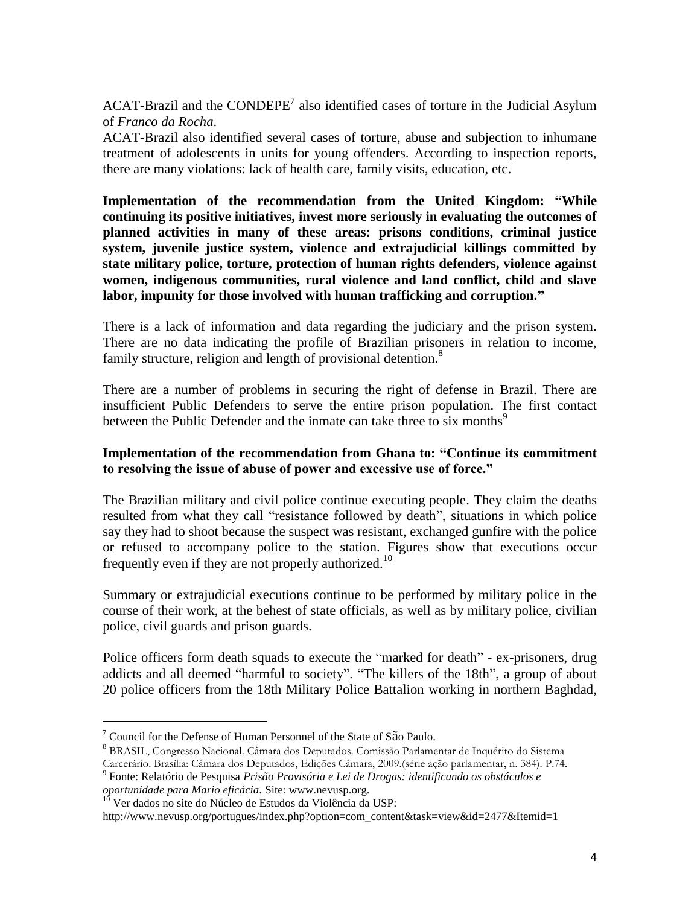ACAT-Brazil and the CONDEPE[7] also identified cases of torture in the Judicial Asylum of *Franco da Rocha*.

ACAT-Brazil also identified several cases of torture, abuse and subjection to inhumane treatment of adolescents in units for young offenders. According to inspection reports, there are many violations: lack of health care, family visits, education, etc.

**Implementation of the recommendation from the United Kingdom: "While continuing its positive initiatives, invest more seriously in evaluating the outcomes of planned activities in many of these areas: prisons conditions, criminal justice system, juvenile justice system, violence and extrajudicial killings committed by state military police, torture, protection of human rights defenders, violence against women, indigenous communities, rural violence and land conflict, child and slave labor, impunity for those involved with human trafficking and corruption."**

There is a lack of information and data regarding the judiciary and the prison system. There are no data indicating the profile of Brazilian prisoners in relation to income, family structure, religion and length of provisional detention.[8]

There are a number of problems in securing the right of defense in Brazil. There are insufficient Public Defenders to serve the entire prison population. The first contact between the Public Defender and the inmate can take three to six months[9]

**Implementation of the recommendation from Ghana to: "Continue its commitment to resolving the issue of abuse of power and excessive use of force."**

The Brazilian military and civil police continue executing people. They claim the deaths resulted from what they call "resistance followed by death", situations in which police say they had to shoot because the suspect was resistant, exchanged gunfire with the police or refused to accompany police to the station. Figures show that executions occur frequently even if they are not properly authorized.[10]

Summary or extrajudicial executions continue to be performed by military police in the course of their work, at the behest of state officials, as well as by military police, civilian police, civil guards and prison guards.

Police officers form death squads to execute the "marked for death" - ex-prisoners, drug addicts and all deemed "harmful to society". "The killers of the 18th", a group of about 20 police officers from the 18th Military Police Battalion working in northern Baghdad,

---

[7] Council for the Defense of Human Personnel of the State of São Paulo.

[8] BRASIL, Congresso Nacional. Câmara dos Deputados. Comissão Parlamentar de Inquérito do Sistema Carcerário. Brasília: Câmara dos Deputados, Edições Câmara, 2009.(série ação parlamentar, n. 384). P.74.

[9] Fonte: Relatório de Pesquisa *Prisão Provisória e Lei de Drogas: identificando os obstáculos e oportunidade para Mario eficácia*. Site: www.nevusp.org.

[10] Ver dados no site do Núcleo de Estudos da Violência da USP: http://www.nevusp.org/portugues/index.php?option=com_content&task=view&id=2477&Itemid=1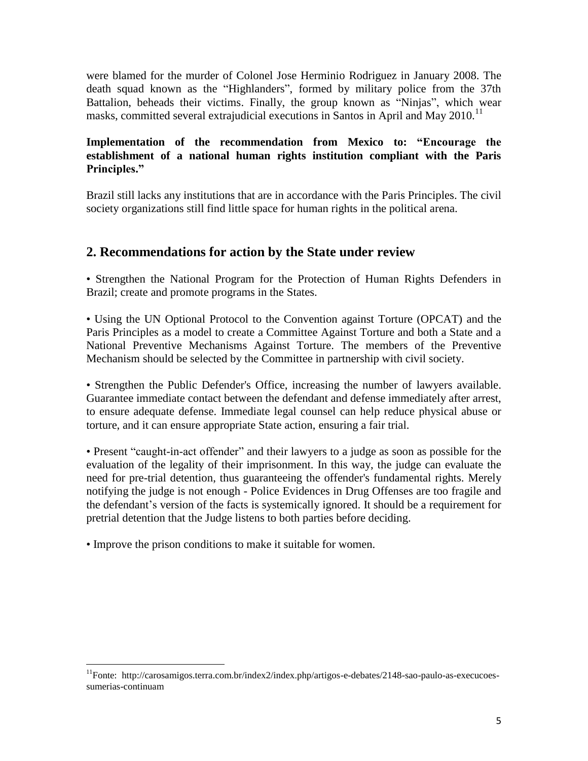were blamed for the murder of Colonel Jose Herminio Rodriguez in January 2008. The death squad known as the "Highlanders", formed by military police from the 37th Battalion, beheads their victims. Finally, the group known as "Ninjas", which wear masks, committed several extrajudicial executions in Santos in April and May 2010.[11]

**Implementation of the recommendation from Mexico to: "Encourage the establishment of a national human rights institution compliant with the Paris Principles."**

Brazil still lacks any institutions that are in accordance with the Paris Principles. The civil society organizations still find little space for human rights in the political arena.

## 2. Recommendations for action by the State under review

• Strengthen the National Program for the Protection of Human Rights Defenders in Brazil; create and promote programs in the States.

• Using the UN Optional Protocol to the Convention against Torture (OPCAT) and the Paris Principles as a model to create a Committee Against Torture and both a State and a National Preventive Mechanisms Against Torture. The members of the Preventive Mechanism should be selected by the Committee in partnership with civil society.

• Strengthen the Public Defender's Office, increasing the number of lawyers available. Guarantee immediate contact between the defendant and defense immediately after arrest, to ensure adequate defense. Immediate legal counsel can help reduce physical abuse or torture, and it can ensure appropriate State action, ensuring a fair trial.

• Present "caught-in-act offender" and their lawyers to a judge as soon as possible for the evaluation of the legality of their imprisonment. In this way, the judge can evaluate the need for pre-trial detention, thus guaranteeing the offender's fundamental rights. Merely notifying the judge is not enough - Police Evidences in Drug Offenses are too fragile and the defendant's version of the facts is systemically ignored. It should be a requirement for pretrial detention that the Judge listens to both parties before deciding.

• Improve the prison conditions to make it suitable for women.

---

[11] Fonte: http://carosamigos.terra.com.br/index2/index.php/artigos-e-debates/2148-sao-paulo-as-execucoes-sumerias-continuam